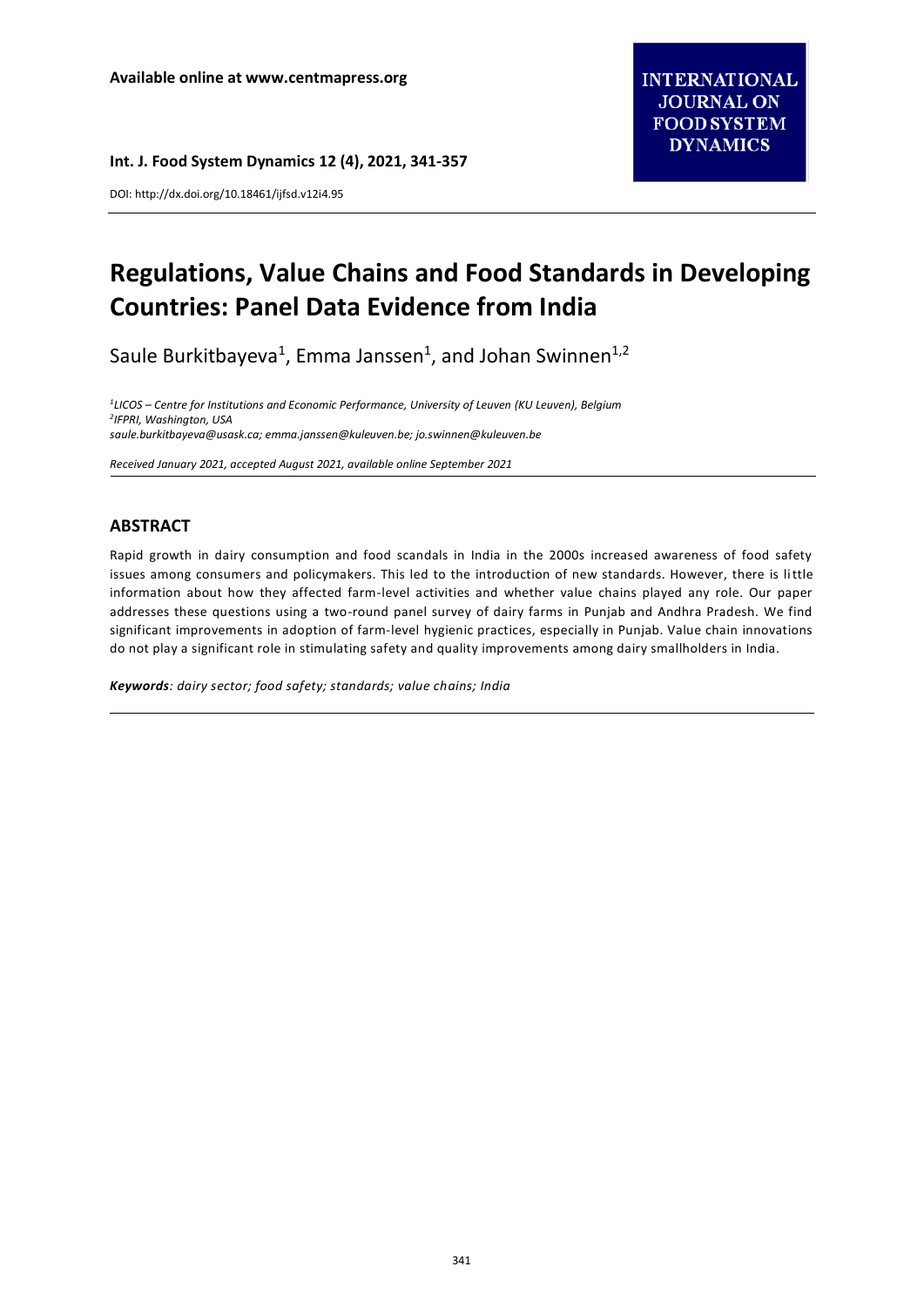# Regulations, Value Chains and Food Standards in Developing Countries: Panel Data Evidence from India

Saule Burkitbayeva[1], Emma Janssen[1], and Johan Swinnen[1,2]

*[1]LICOS – Centre for Institutions and Economic Performance, University of Leuven (KU Leuven), Belgium*
*[2]IFPRI, Washington, USA*
*saule.burkitbayeva@usask.ca; emma.janssen@kuleuven.be; jo.swinnen@kuleuven.be*

*Received January 2021, accepted August 2021, available online September 2021*

## ABSTRACT

Rapid growth in dairy consumption and food scandals in India in the 2000s increased awareness of food safety issues among consumers and policymakers. This led to the introduction of new standards. However, there is little information about how they affected farm-level activities and whether value chains played any role. Our paper addresses these questions using a two-round panel survey of dairy farms in Punjab and Andhra Pradesh. We find significant improvements in adoption of farm-level hygienic practices, especially in Punjab. Value chain innovations do not play a significant role in stimulating safety and quality improvements among dairy smallholders in India.

***Keywords**: dairy sector; food safety; standards; value chains; India*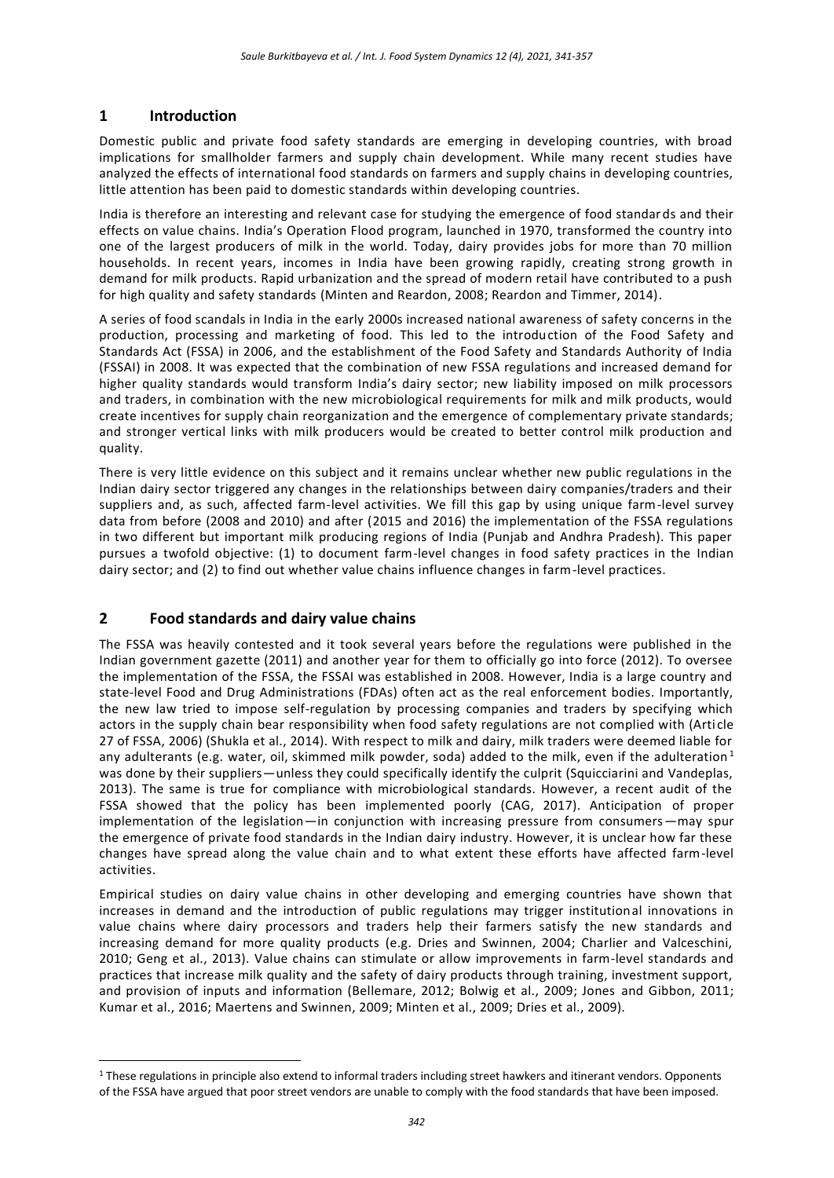## 1 Introduction

Domestic public and private food safety standards are emerging in developing countries, with broad implications for smallholder farmers and supply chain development. While many recent studies have analyzed the effects of international food standards on farmers and supply chains in developing countries, little attention has been paid to domestic standards within developing countries.

India is therefore an interesting and relevant case for studying the emergence of food standards and their effects on value chains. India's Operation Flood program, launched in 1970, transformed the country into one of the largest producers of milk in the world. Today, dairy provides jobs for more than 70 million households. In recent years, incomes in India have been growing rapidly, creating strong growth in demand for milk products. Rapid urbanization and the spread of modern retail have contributed to a push for high quality and safety standards (Minten and Reardon, 2008; Reardon and Timmer, 2014).

A series of food scandals in India in the early 2000s increased national awareness of safety concerns in the production, processing and marketing of food. This led to the introduction of the Food Safety and Standards Act (FSSA) in 2006, and the establishment of the Food Safety and Standards Authority of India (FSSAI) in 2008. It was expected that the combination of new FSSA regulations and increased demand for higher quality standards would transform India's dairy sector; new liability imposed on milk processors and traders, in combination with the new microbiological requirements for milk and milk products, would create incentives for supply chain reorganization and the emergence of complementary private standards; and stronger vertical links with milk producers would be created to better control milk production and quality.

There is very little evidence on this subject and it remains unclear whether new public regulations in the Indian dairy sector triggered any changes in the relationships between dairy companies/traders and their suppliers and, as such, affected farm-level activities. We fill this gap by using unique farm-level survey data from before (2008 and 2010) and after (2015 and 2016) the implementation of the FSSA regulations in two different but important milk producing regions of India (Punjab and Andhra Pradesh). This paper pursues a twofold objective: (1) to document farm-level changes in food safety practices in the Indian dairy sector; and (2) to find out whether value chains influence changes in farm-level practices.

## 2 Food standards and dairy value chains

The FSSA was heavily contested and it took several years before the regulations were published in the Indian government gazette (2011) and another year for them to officially go into force (2012). To oversee the implementation of the FSSA, the FSSAI was established in 2008. However, India is a large country and state-level Food and Drug Administrations (FDAs) often act as the real enforcement bodies. Importantly, the new law tried to impose self-regulation by processing companies and traders by specifying which actors in the supply chain bear responsibility when food safety regulations are not complied with (Article 27 of FSSA, 2006) (Shukla et al., 2014). With respect to milk and dairy, milk traders were deemed liable for any adulterants (e.g. water, oil, skimmed milk powder, soda) added to the milk, even if the adulteration[1] was done by their suppliers—unless they could specifically identify the culprit (Squicciarini and Vandeplas, 2013). The same is true for compliance with microbiological standards. However, a recent audit of the FSSA showed that the policy has been implemented poorly (CAG, 2017). Anticipation of proper implementation of the legislation—in conjunction with increasing pressure from consumers—may spur the emergence of private food standards in the Indian dairy industry. However, it is unclear how far these changes have spread along the value chain and to what extent these efforts have affected farm-level activities.

Empirical studies on dairy value chains in other developing and emerging countries have shown that increases in demand and the introduction of public regulations may trigger institutional innovations in value chains where dairy processors and traders help their farmers satisfy the new standards and increasing demand for more quality products (e.g. Dries and Swinnen, 2004; Charlier and Valceschini, 2010; Geng et al., 2013). Value chains can stimulate or allow improvements in farm-level standards and practices that increase milk quality and the safety of dairy products through training, investment support, and provision of inputs and information (Bellemare, 2012; Bolwig et al., 2009; Jones and Gibbon, 2011; Kumar et al., 2016; Maertens and Swinnen, 2009; Minten et al., 2009; Dries et al., 2009).

[1] These regulations in principle also extend to informal traders including street hawkers and itinerant vendors. Opponents of the FSSA have argued that poor street vendors are unable to comply with the food standards that have been imposed.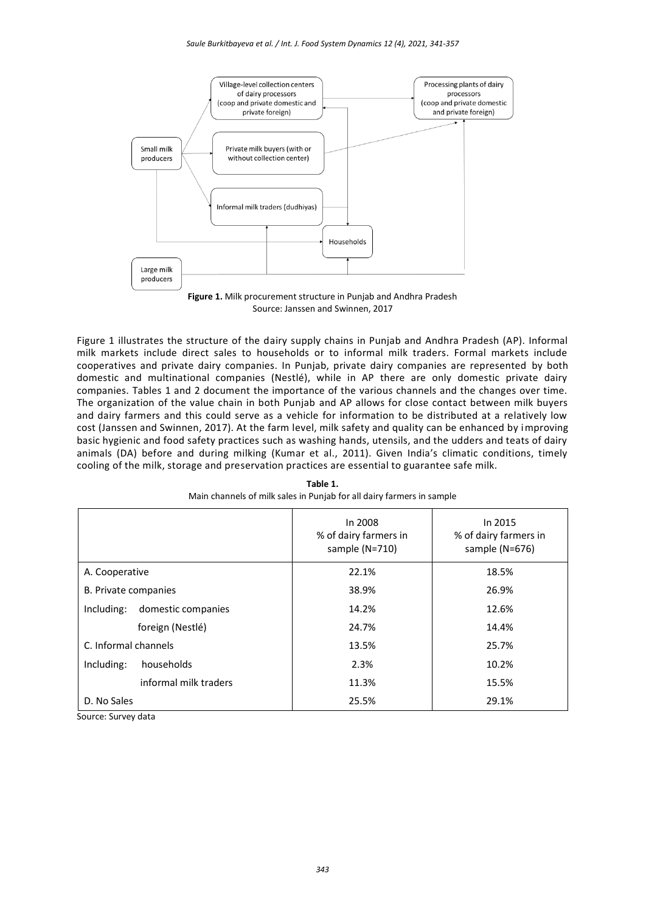**Figure 1.** Milk procurement structure in Punjab and Andhra Pradesh
Source: Janssen and Swinnen, 2017

Figure 1 illustrates the structure of the dairy supply chains in Punjab and Andhra Pradesh (AP). Informal milk markets include direct sales to households or to informal milk traders. Formal markets include cooperatives and private dairy companies. In Punjab, private dairy companies are represented by both domestic and multinational companies (Nestlé), while in AP there are only domestic private dairy companies. Tables 1 and 2 document the importance of the various channels and the changes over time. The organization of the value chain in both Punjab and AP allows for close contact between milk buyers and dairy farmers and this could serve as a vehicle for information to be distributed at a relatively low cost (Janssen and Swinnen, 2017). At the farm level, milk safety and quality can be enhanced by improving basic hygienic and food safety practices such as washing hands, utensils, and the udders and teats of dairy animals (DA) before and during milking (Kumar et al., 2011). Given India's climatic conditions, timely cooling of the milk, storage and preservation practices are essential to guarantee safe milk.

**Table 1.**
Main channels of milk sales in Punjab for all dairy farmers in sample

| | In 2008 % of dairy farmers in sample (N=710) | In 2015 % of dairy farmers in sample (N=676) |
|---|---|---|
| A. Cooperative | 22.1% | 18.5% |
| B. Private companies | 38.9% | 26.9% |
| Including: domestic companies | 14.2% | 12.6% |
| foreign (Nestlé) | 24.7% | 14.4% |
| C. Informal channels | 13.5% | 25.7% |
| Including: households | 2.3% | 10.2% |
| informal milk traders | 11.3% | 15.5% |
| D. No Sales | 25.5% | 29.1% |

Source: Survey data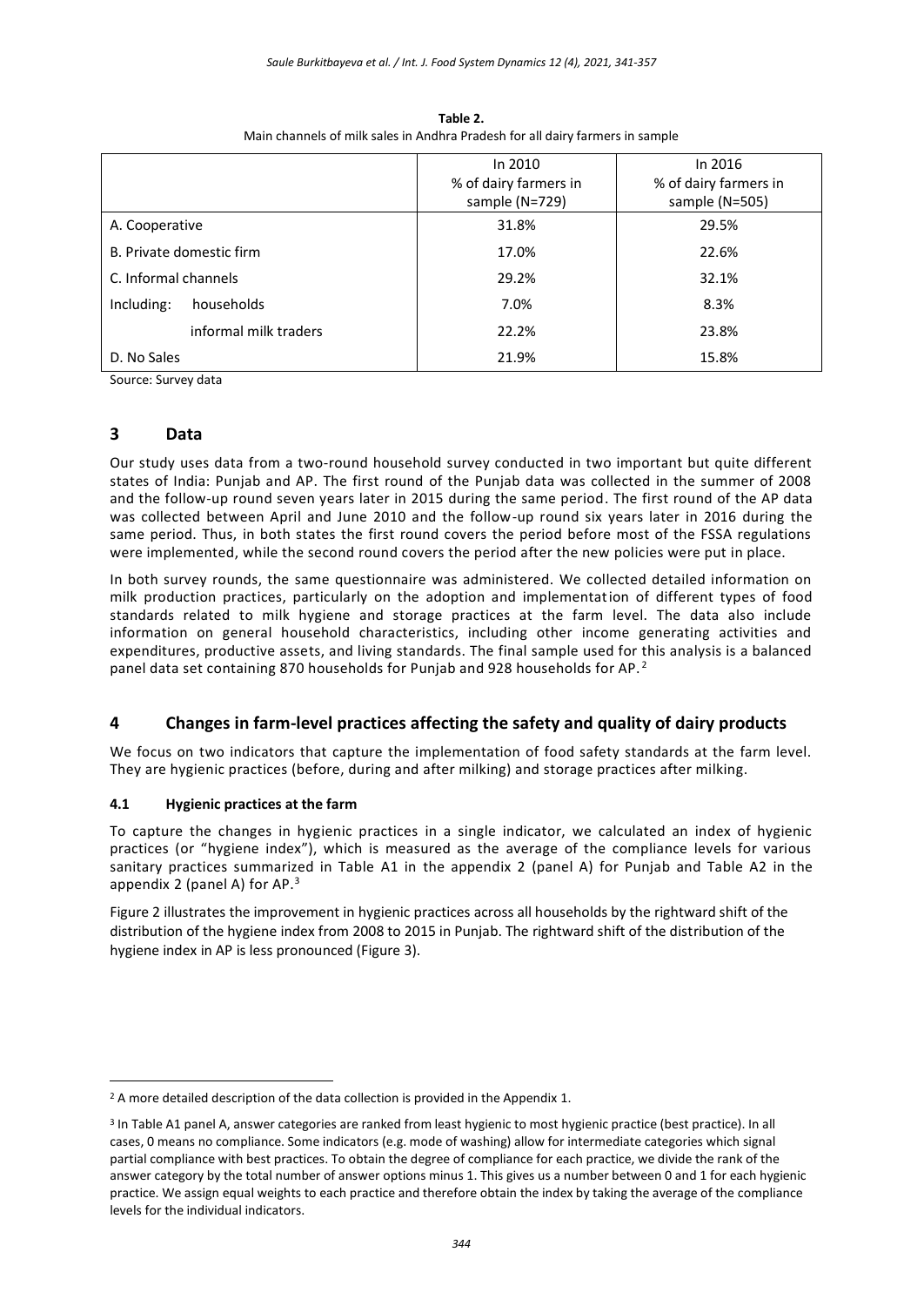**Table 2.**
Main channels of milk sales in Andhra Pradesh for all dairy farmers in sample

| | In 2010<br>% of dairy farmers in sample (N=729) | In 2016<br>% of dairy farmers in sample (N=505) |
|---|---|---|
| A. Cooperative | 31.8% | 29.5% |
| B. Private domestic firm | 17.0% | 22.6% |
| C. Informal channels | 29.2% | 32.1% |
| Including: households | 7.0% | 8.3% |
| informal milk traders | 22.2% | 23.8% |
| D. No Sales | 21.9% | 15.8% |

Source: Survey data

## 3 Data

Our study uses data from a two-round household survey conducted in two important but quite different states of India: Punjab and AP. The first round of the Punjab data was collected in the summer of 2008 and the follow-up round seven years later in 2015 during the same period. The first round of the AP data was collected between April and June 2010 and the follow-up round six years later in 2016 during the same period. Thus, in both states the first round covers the period before most of the FSSA regulations were implemented, while the second round covers the period after the new policies were put in place.

In both survey rounds, the same questionnaire was administered. We collected detailed information on milk production practices, particularly on the adoption and implementation of different types of food standards related to milk hygiene and storage practices at the farm level. The data also include information on general household characteristics, including other income generating activities and expenditures, productive assets, and living standards. The final sample used for this analysis is a balanced panel data set containing 870 households for Punjab and 928 households for AP.[2]

## 4 Changes in farm-level practices affecting the safety and quality of dairy products

We focus on two indicators that capture the implementation of food safety standards at the farm level. They are hygienic practices (before, during and after milking) and storage practices after milking.

### 4.1 Hygienic practices at the farm

To capture the changes in hygienic practices in a single indicator, we calculated an index of hygienic practices (or "hygiene index"), which is measured as the average of the compliance levels for various sanitary practices summarized in Table A1 in the appendix 2 (panel A) for Punjab and Table A2 in the appendix 2 (panel A) for AP.[3]

Figure 2 illustrates the improvement in hygienic practices across all households by the rightward shift of the distribution of the hygiene index from 2008 to 2015 in Punjab. The rightward shift of the distribution of the hygiene index in AP is less pronounced (Figure 3).

---

[2] A more detailed description of the data collection is provided in the Appendix 1.

[3] In Table A1 panel A, answer categories are ranked from least hygienic to most hygienic practice (best practice). In all cases, 0 means no compliance. Some indicators (e.g. mode of washing) allow for intermediate categories which signal partial compliance with best practices. To obtain the degree of compliance for each practice, we divide the rank of the answer category by the total number of answer options minus 1. This gives us a number between 0 and 1 for each hygienic practice. We assign equal weights to each practice and therefore obtain the index by taking the average of the compliance levels for the individual indicators.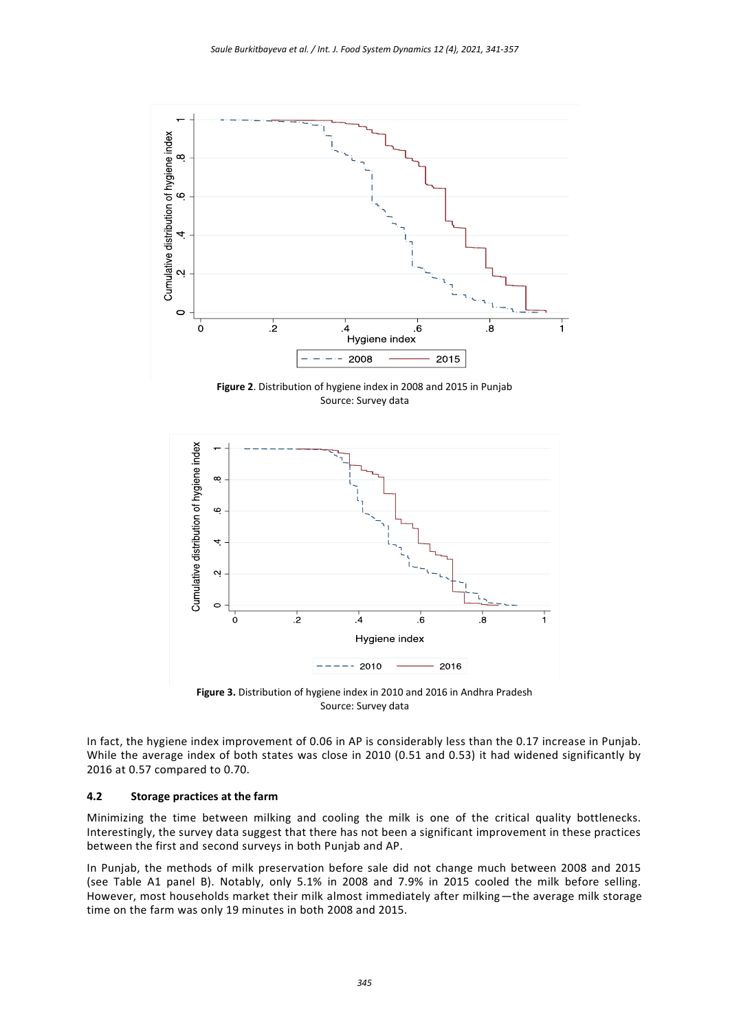**Figure 2**. Distribution of hygiene index in 2008 and 2015 in Punjab
Source: Survey data

**Figure 3.** Distribution of hygiene index in 2010 and 2016 in Andhra Pradesh
Source: Survey data

In fact, the hygiene index improvement of 0.06 in AP is considerably less than the 0.17 increase in Punjab. While the average index of both states was close in 2010 (0.51 and 0.53) it had widened significantly by 2016 at 0.57 compared to 0.70.

### 4.2 Storage practices at the farm

Minimizing the time between milking and cooling the milk is one of the critical quality bottlenecks. Interestingly, the survey data suggest that there has not been a significant improvement in these practices between the first and second surveys in both Punjab and AP.

In Punjab, the methods of milk preservation before sale did not change much between 2008 and 2015 (see Table A1 panel B). Notably, only 5.1% in 2008 and 7.9% in 2015 cooled the milk before selling. However, most households market their milk almost immediately after milking—the average milk storage time on the farm was only 19 minutes in both 2008 and 2015.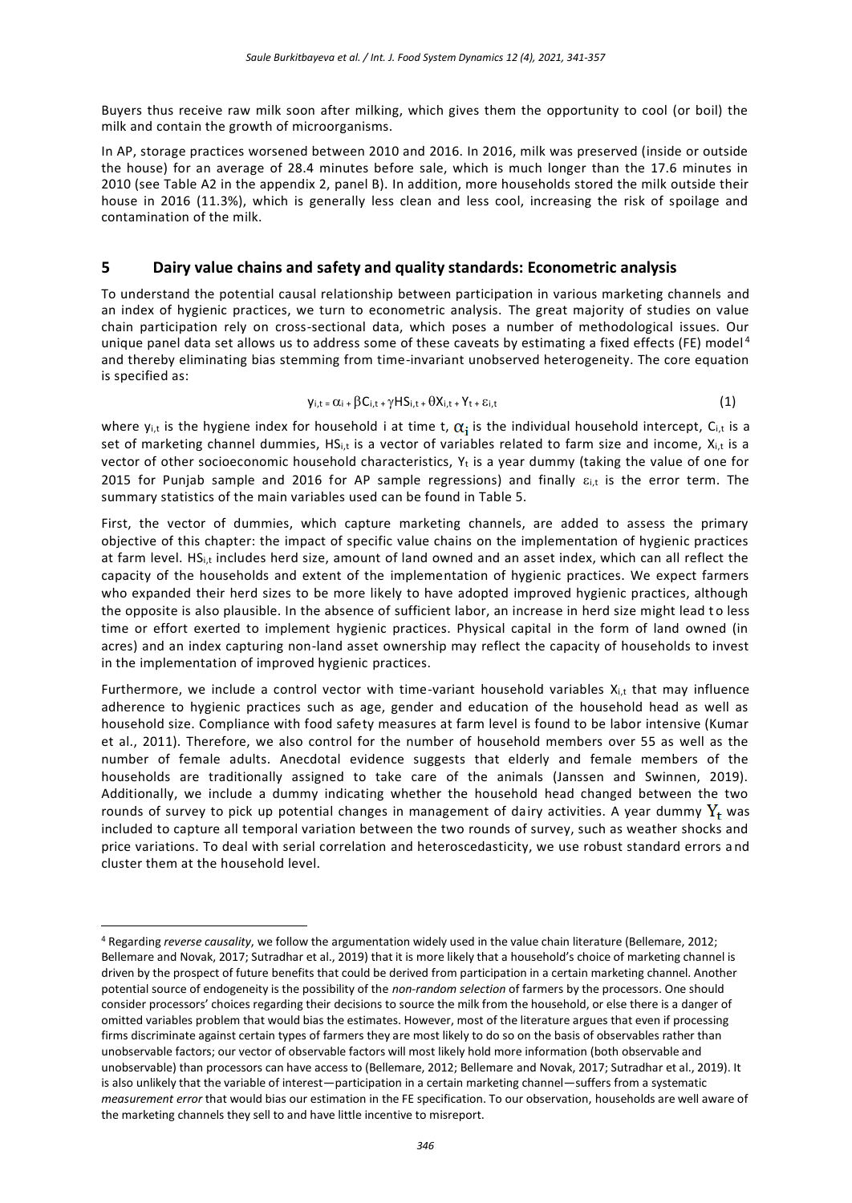Buyers thus receive raw milk soon after milking, which gives them the opportunity to cool (or boil) the milk and contain the growth of microorganisms.

In AP, storage practices worsened between 2010 and 2016. In 2016, milk was preserved (inside or outside the house) for an average of 28.4 minutes before sale, which is much longer than the 17.6 minutes in 2010 (see Table A2 in the appendix 2, panel B). In addition, more households stored the milk outside their house in 2016 (11.3%), which is generally less clean and less cool, increasing the risk of spoilage and contamination of the milk.

## 5 Dairy value chains and safety and quality standards: Econometric analysis

To understand the potential causal relationship between participation in various marketing channels and an index of hygienic practices, we turn to econometric analysis. The great majority of studies on value chain participation rely on cross-sectional data, which poses a number of methodological issues. Our unique panel data set allows us to address some of these caveats by estimating a fixed effects (FE) model[4] and thereby eliminating bias stemming from time-invariant unobserved heterogeneity. The core equation is specified as:

$$y_{i,t} = \alpha_i + \beta C_{i,t} + \gamma HS_{i,t} + \theta X_{i,t} + Y_t + \varepsilon_{i,t} \quad (1)$$

where $y_{i,t}$ is the hygiene index for household i at time t, $\alpha_i$ is the individual household intercept, $C_{i,t}$ is a set of marketing channel dummies, $HS_{i,t}$ is a vector of variables related to farm size and income, $X_{i,t}$ is a vector of other socioeconomic household characteristics, $Y_t$ is a year dummy (taking the value of one for 2015 for Punjab sample and 2016 for AP sample regressions) and finally $\varepsilon_{i,t}$ is the error term. The summary statistics of the main variables used can be found in Table 5.

First, the vector of dummies, which capture marketing channels, are added to assess the primary objective of this chapter: the impact of specific value chains on the implementation of hygienic practices at farm level. $HS_{i,t}$ includes herd size, amount of land owned and an asset index, which can all reflect the capacity of the households and extent of the implementation of hygienic practices. We expect farmers who expanded their herd sizes to be more likely to have adopted improved hygienic practices, although the opposite is also plausible. In the absence of sufficient labor, an increase in herd size might lead to less time or effort exerted to implement hygienic practices. Physical capital in the form of land owned (in acres) and an index capturing non-land asset ownership may reflect the capacity of households to invest in the implementation of improved hygienic practices.

Furthermore, we include a control vector with time-variant household variables $X_{i,t}$ that may influence adherence to hygienic practices such as age, gender and education of the household head as well as household size. Compliance with food safety measures at farm level is found to be labor intensive (Kumar et al., 2011). Therefore, we also control for the number of household members over 55 as well as the number of female adults. Anecdotal evidence suggests that elderly and female members of the households are traditionally assigned to take care of the animals (Janssen and Swinnen, 2019). Additionally, we include a dummy indicating whether the household head changed between the two rounds of survey to pick up potential changes in management of dairy activities. A year dummy $Y_t$ was included to capture all temporal variation between the two rounds of survey, such as weather shocks and price variations. To deal with serial correlation and heteroscedasticity, we use robust standard errors and cluster them at the household level.

---

[4] Regarding *reverse causality*, we follow the argumentation widely used in the value chain literature (Bellemare, 2012; Bellemare and Novak, 2017; Sutradhar et al., 2019) that it is more likely that a household's choice of marketing channel is driven by the prospect of future benefits that could be derived from participation in a certain marketing channel. Another potential source of endogeneity is the possibility of the *non-random selection* of farmers by the processors. One should consider processors' choices regarding their decisions to source the milk from the household, or else there is a danger of omitted variables problem that would bias the estimates. However, most of the literature argues that even if processing firms discriminate against certain types of farmers they are most likely to do so on the basis of observables rather than unobservable factors; our vector of observable factors will most likely hold more information (both observable and unobservable) than processors can have access to (Bellemare, 2012; Bellemare and Novak, 2017; Sutradhar et al., 2019). It is also unlikely that the variable of interest—participation in a certain marketing channel—suffers from a systematic *measurement error* that would bias our estimation in the FE specification. To our observation, households are well aware of the marketing channels they sell to and have little incentive to misreport.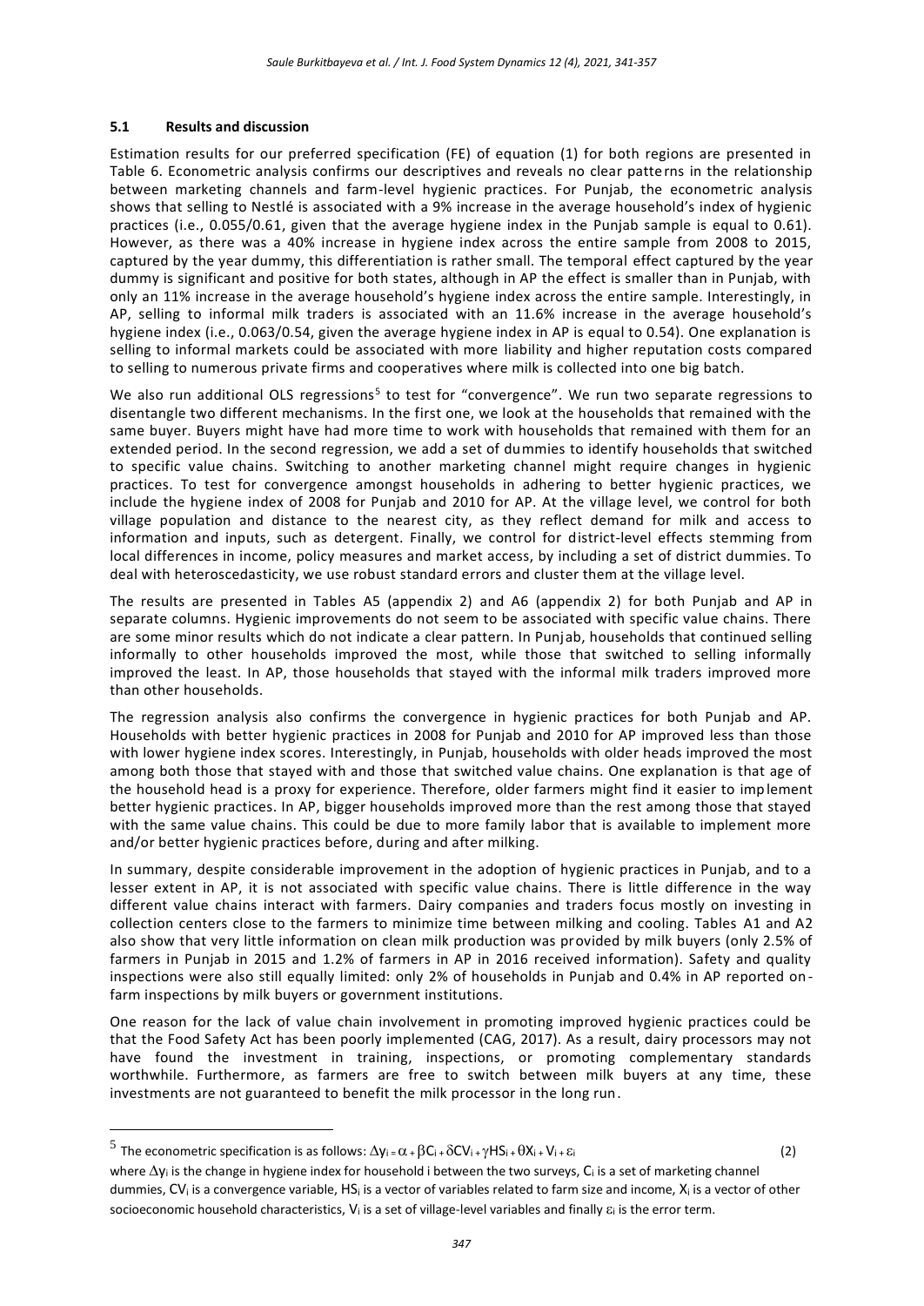### 5.1 Results and discussion

Estimation results for our preferred specification (FE) of equation (1) for both regions are presented in Table 6. Econometric analysis confirms our descriptives and reveals no clear patterns in the relationship between marketing channels and farm-level hygienic practices. For Punjab, the econometric analysis shows that selling to Nestlé is associated with a 9% increase in the average household's index of hygienic practices (i.e., 0.055/0.61, given that the average hygiene index in the Punjab sample is equal to 0.61). However, as there was a 40% increase in hygiene index across the entire sample from 2008 to 2015, captured by the year dummy, this differentiation is rather small. The temporal effect captured by the year dummy is significant and positive for both states, although in AP the effect is smaller than in Punjab, with only an 11% increase in the average household's hygiene index across the entire sample. Interestingly, in AP, selling to informal milk traders is associated with an 11.6% increase in the average household's hygiene index (i.e., 0.063/0.54, given the average hygiene index in AP is equal to 0.54). One explanation is selling to informal markets could be associated with more liability and higher reputation costs compared to selling to numerous private firms and cooperatives where milk is collected into one big batch.

We also run additional OLS regressions[5] to test for "convergence". We run two separate regressions to disentangle two different mechanisms. In the first one, we look at the households that remained with the same buyer. Buyers might have had more time to work with households that remained with them for an extended period. In the second regression, we add a set of dummies to identify households that switched to specific value chains. Switching to another marketing channel might require changes in hygienic practices. To test for convergence amongst households in adhering to better hygienic practices, we include the hygiene index of 2008 for Punjab and 2010 for AP. At the village level, we control for both village population and distance to the nearest city, as they reflect demand for milk and access to information and inputs, such as detergent. Finally, we control for district-level effects stemming from local differences in income, policy measures and market access, by including a set of district dummies. To deal with heteroscedasticity, we use robust standard errors and cluster them at the village level.

The results are presented in Tables A5 (appendix 2) and A6 (appendix 2) for both Punjab and AP in separate columns. Hygienic improvements do not seem to be associated with specific value chains. There are some minor results which do not indicate a clear pattern. In Punjab, households that continued selling informally to other households improved the most, while those that switched to selling informally improved the least. In AP, those households that stayed with the informal milk traders improved more than other households.

The regression analysis also confirms the convergence in hygienic practices for both Punjab and AP. Households with better hygienic practices in 2008 for Punjab and 2010 for AP improved less than those with lower hygiene index scores. Interestingly, in Punjab, households with older heads improved the most among both those that stayed with and those that switched value chains. One explanation is that age of the household head is a proxy for experience. Therefore, older farmers might find it easier to implement better hygienic practices. In AP, bigger households improved more than the rest among those that stayed with the same value chains. This could be due to more family labor that is available to implement more and/or better hygienic practices before, during and after milking.

In summary, despite considerable improvement in the adoption of hygienic practices in Punjab, and to a lesser extent in AP, it is not associated with specific value chains. There is little difference in the way different value chains interact with farmers. Dairy companies and traders focus mostly on investing in collection centers close to the farmers to minimize time between milking and cooling. Tables A1 and A2 also show that very little information on clean milk production was provided by milk buyers (only 2.5% of farmers in Punjab in 2015 and 1.2% of farmers in AP in 2016 received information). Safety and quality inspections were also still equally limited: only 2% of households in Punjab and 0.4% in AP reported on-farm inspections by milk buyers or government institutions.

One reason for the lack of value chain involvement in promoting improved hygienic practices could be that the Food Safety Act has been poorly implemented (CAG, 2017). As a result, dairy processors may not have found the investment in training, inspections, or promoting complementary standards worthwhile. Furthermore, as farmers are free to switch between milk buyers at any time, these investments are not guaranteed to benefit the milk processor in the long run.

---

[5] The econometric specification is as follows: $\Delta y_i = \alpha + \beta C_i + \delta CV_i + \gamma HS_i + \theta X_i + V_i + \varepsilon_i$ (2)

where $\Delta y_i$ is the change in hygiene index for household i between the two surveys, $C_i$ is a set of marketing channel dummies, $CV_i$ is a convergence variable, $HS_i$ is a vector of variables related to farm size and income, $X_i$ is a vector of other socioeconomic household characteristics, $V_i$ is a set of village-level variables and finally $\varepsilon_i$ is the error term.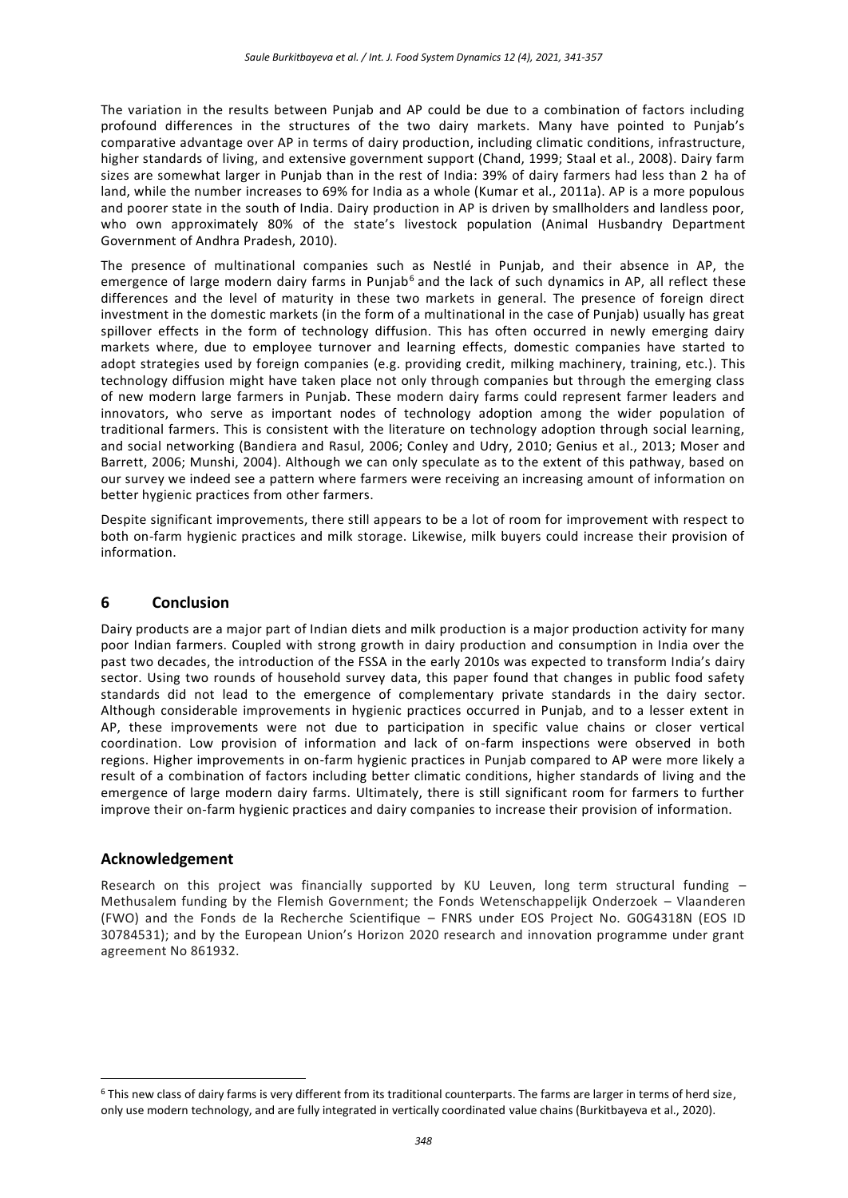The variation in the results between Punjab and AP could be due to a combination of factors including profound differences in the structures of the two dairy markets. Many have pointed to Punjab's comparative advantage over AP in terms of dairy production, including climatic conditions, infrastructure, higher standards of living, and extensive government support (Chand, 1999; Staal et al., 2008). Dairy farm sizes are somewhat larger in Punjab than in the rest of India: 39% of dairy farmers had less than 2 ha of land, while the number increases to 69% for India as a whole (Kumar et al., 2011a). AP is a more populous and poorer state in the south of India. Dairy production in AP is driven by smallholders and landless poor, who own approximately 80% of the state's livestock population (Animal Husbandry Department Government of Andhra Pradesh, 2010).

The presence of multinational companies such as Nestlé in Punjab, and their absence in AP, the emergence of large modern dairy farms in Punjab[6] and the lack of such dynamics in AP, all reflect these differences and the level of maturity in these two markets in general. The presence of foreign direct investment in the domestic markets (in the form of a multinational in the case of Punjab) usually has great spillover effects in the form of technology diffusion. This has often occurred in newly emerging dairy markets where, due to employee turnover and learning effects, domestic companies have started to adopt strategies used by foreign companies (e.g. providing credit, milking machinery, training, etc.). This technology diffusion might have taken place not only through companies but through the emerging class of new modern large farmers in Punjab. These modern dairy farms could represent farmer leaders and innovators, who serve as important nodes of technology adoption among the wider population of traditional farmers. This is consistent with the literature on technology adoption through social learning, and social networking (Bandiera and Rasul, 2006; Conley and Udry, 2010; Genius et al., 2013; Moser and Barrett, 2006; Munshi, 2004). Although we can only speculate as to the extent of this pathway, based on our survey we indeed see a pattern where farmers were receiving an increasing amount of information on better hygienic practices from other farmers.

Despite significant improvements, there still appears to be a lot of room for improvement with respect to both on-farm hygienic practices and milk storage. Likewise, milk buyers could increase their provision of information.

## 6 Conclusion

Dairy products are a major part of Indian diets and milk production is a major production activity for many poor Indian farmers. Coupled with strong growth in dairy production and consumption in India over the past two decades, the introduction of the FSSA in the early 2010s was expected to transform India's dairy sector. Using two rounds of household survey data, this paper found that changes in public food safety standards did not lead to the emergence of complementary private standards in the dairy sector. Although considerable improvements in hygienic practices occurred in Punjab, and to a lesser extent in AP, these improvements were not due to participation in specific value chains or closer vertical coordination. Low provision of information and lack of on-farm inspections were observed in both regions. Higher improvements in on-farm hygienic practices in Punjab compared to AP were more likely a result of a combination of factors including better climatic conditions, higher standards of living and the emergence of large modern dairy farms. Ultimately, there is still significant room for farmers to further improve their on-farm hygienic practices and dairy companies to increase their provision of information.

## Acknowledgement

Research on this project was financially supported by KU Leuven, long term structural funding – Methusalem funding by the Flemish Government; the Fonds Wetenschappelijk Onderzoek – Vlaanderen (FWO) and the Fonds de la Recherche Scientifique – FNRS under EOS Project No. G0G4318N (EOS ID 30784531); and by the European Union's Horizon 2020 research and innovation programme under grant agreement No 861932.

---

[6] This new class of dairy farms is very different from its traditional counterparts. The farms are larger in terms of herd size, only use modern technology, and are fully integrated in vertically coordinated value chains (Burkitbayeva et al., 2020).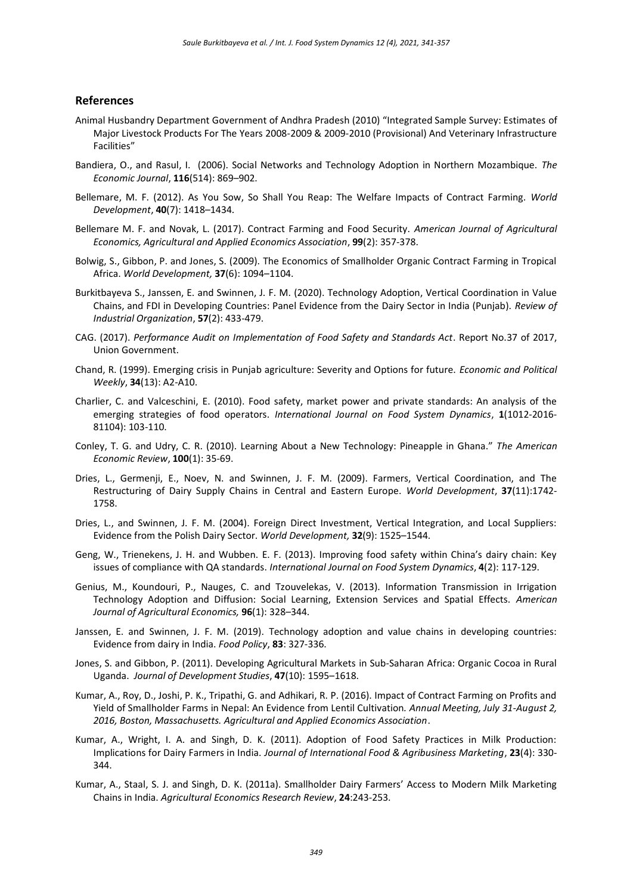## References

Animal Husbandry Department Government of Andhra Pradesh (2010) "Integrated Sample Survey: Estimates of Major Livestock Products For The Years 2008-2009 & 2009-2010 (Provisional) And Veterinary Infrastructure Facilities"

Bandiera, O., and Rasul, I. (2006). Social Networks and Technology Adoption in Northern Mozambique. *The Economic Journal*, **116**(514): 869–902.

Bellemare, M. F. (2012). As You Sow, So Shall You Reap: The Welfare Impacts of Contract Farming. *World Development*, **40**(7): 1418–1434.

Bellemare M. F. and Novak, L. (2017). Contract Farming and Food Security. *American Journal of Agricultural Economics, Agricultural and Applied Economics Association*, **99**(2): 357-378.

Bolwig, S., Gibbon, P. and Jones, S. (2009). The Economics of Smallholder Organic Contract Farming in Tropical Africa. *World Development,* **37**(6): 1094–1104.

Burkitbayeva S., Janssen, E. and Swinnen, J. F. M. (2020). Technology Adoption, Vertical Coordination in Value Chains, and FDI in Developing Countries: Panel Evidence from the Dairy Sector in India (Punjab). *Review of Industrial Organization*, **57**(2): 433-479.

CAG. (2017). *Performance Audit on Implementation of Food Safety and Standards Act*. Report No.37 of 2017, Union Government.

Chand, R. (1999). Emerging crisis in Punjab agriculture: Severity and Options for future. *Economic and Political Weekly*, **34**(13): A2-A10.

Charlier, C. and Valceschini, E. (2010). Food safety, market power and private standards: An analysis of the emerging strategies of food operators. *International Journal on Food System Dynamics*, **1**(1012-2016-81104): 103-110.

Conley, T. G. and Udry, C. R. (2010). Learning About a New Technology: Pineapple in Ghana." *The American Economic Review*, **100**(1): 35-69.

Dries, L., Germenji, E., Noev, N. and Swinnen, J. F. M. (2009). Farmers, Vertical Coordination, and The Restructuring of Dairy Supply Chains in Central and Eastern Europe. *World Development*, **37**(11):1742-1758.

Dries, L., and Swinnen, J. F. M. (2004). Foreign Direct Investment, Vertical Integration, and Local Suppliers: Evidence from the Polish Dairy Sector. *World Development,* **32**(9): 1525–1544.

Geng, W., Trienekens, J. H. and Wubben. E. F. (2013). Improving food safety within China's dairy chain: Key issues of compliance with QA standards. *International Journal on Food System Dynamics*, **4**(2): 117-129.

Genius, M., Koundouri, P., Nauges, C. and Tzouvelekas, V. (2013). Information Transmission in Irrigation Technology Adoption and Diffusion: Social Learning, Extension Services and Spatial Effects. *American Journal of Agricultural Economics,* **96**(1): 328–344.

Janssen, E. and Swinnen, J. F. M. (2019). Technology adoption and value chains in developing countries: Evidence from dairy in India. *Food Policy*, **83**: 327-336.

Jones, S. and Gibbon, P. (2011). Developing Agricultural Markets in Sub-Saharan Africa: Organic Cocoa in Rural Uganda. *Journal of Development Studies*, **47**(10): 1595–1618.

Kumar, A., Roy, D., Joshi, P. K., Tripathi, G. and Adhikari, R. P. (2016). Impact of Contract Farming on Profits and Yield of Smallholder Farms in Nepal: An Evidence from Lentil Cultivation. *Annual Meeting, July 31-August 2, 2016, Boston, Massachusetts. Agricultural and Applied Economics Association*.

Kumar, A., Wright, I. A. and Singh, D. K. (2011). Adoption of Food Safety Practices in Milk Production: Implications for Dairy Farmers in India. *Journal of International Food & Agribusiness Marketing*, **23**(4): 330-344.

Kumar, A., Staal, S. J. and Singh, D. K. (2011a). Smallholder Dairy Farmers' Access to Modern Milk Marketing Chains in India. *Agricultural Economics Research Review*, **24**:243-253.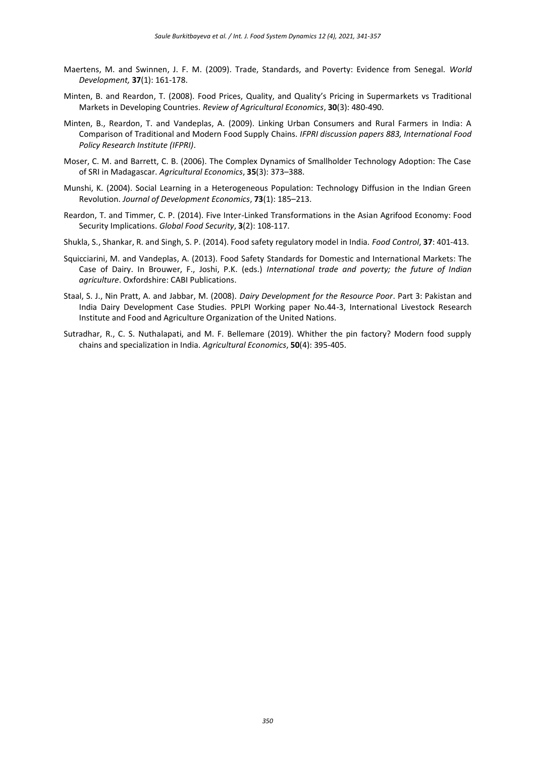Maertens, M. and Swinnen, J. F. M. (2009). Trade, Standards, and Poverty: Evidence from Senegal. *World Development,* **37**(1): 161-178.

Minten, B. and Reardon, T. (2008). Food Prices, Quality, and Quality's Pricing in Supermarkets vs Traditional Markets in Developing Countries. *Review of Agricultural Economics*, **30**(3): 480-490.

Minten, B., Reardon, T. and Vandeplas, A. (2009). Linking Urban Consumers and Rural Farmers in India: A Comparison of Traditional and Modern Food Supply Chains. *IFPRI discussion papers 883, International Food Policy Research Institute (IFPRI)*.

Moser, C. M. and Barrett, C. B. (2006). The Complex Dynamics of Smallholder Technology Adoption: The Case of SRI in Madagascar. *Agricultural Economics*, **35**(3): 373–388.

Munshi, K. (2004). Social Learning in a Heterogeneous Population: Technology Diffusion in the Indian Green Revolution. *Journal of Development Economics*, **73**(1): 185–213.

Reardon, T. and Timmer, C. P. (2014). Five Inter-Linked Transformations in the Asian Agrifood Economy: Food Security Implications. *Global Food Security*, **3**(2): 108-117.

Shukla, S., Shankar, R. and Singh, S. P. (2014). Food safety regulatory model in India. *Food Control*, **37**: 401-413.

Squicciarini, M. and Vandeplas, A. (2013). Food Safety Standards for Domestic and International Markets: The Case of Dairy. In Brouwer, F., Joshi, P.K. (eds.) *International trade and poverty; the future of Indian agriculture*. Oxfordshire: CABI Publications.

Staal, S. J., Nin Pratt, A. and Jabbar, M. (2008). *Dairy Development for the Resource Poor*. Part 3: Pakistan and India Dairy Development Case Studies. PPLPI Working paper No.44-3, International Livestock Research Institute and Food and Agriculture Organization of the United Nations.

Sutradhar, R., C. S. Nuthalapati, and M. F. Bellemare (2019). Whither the pin factory? Modern food supply chains and specialization in India. *Agricultural Economics*, **50**(4): 395-405.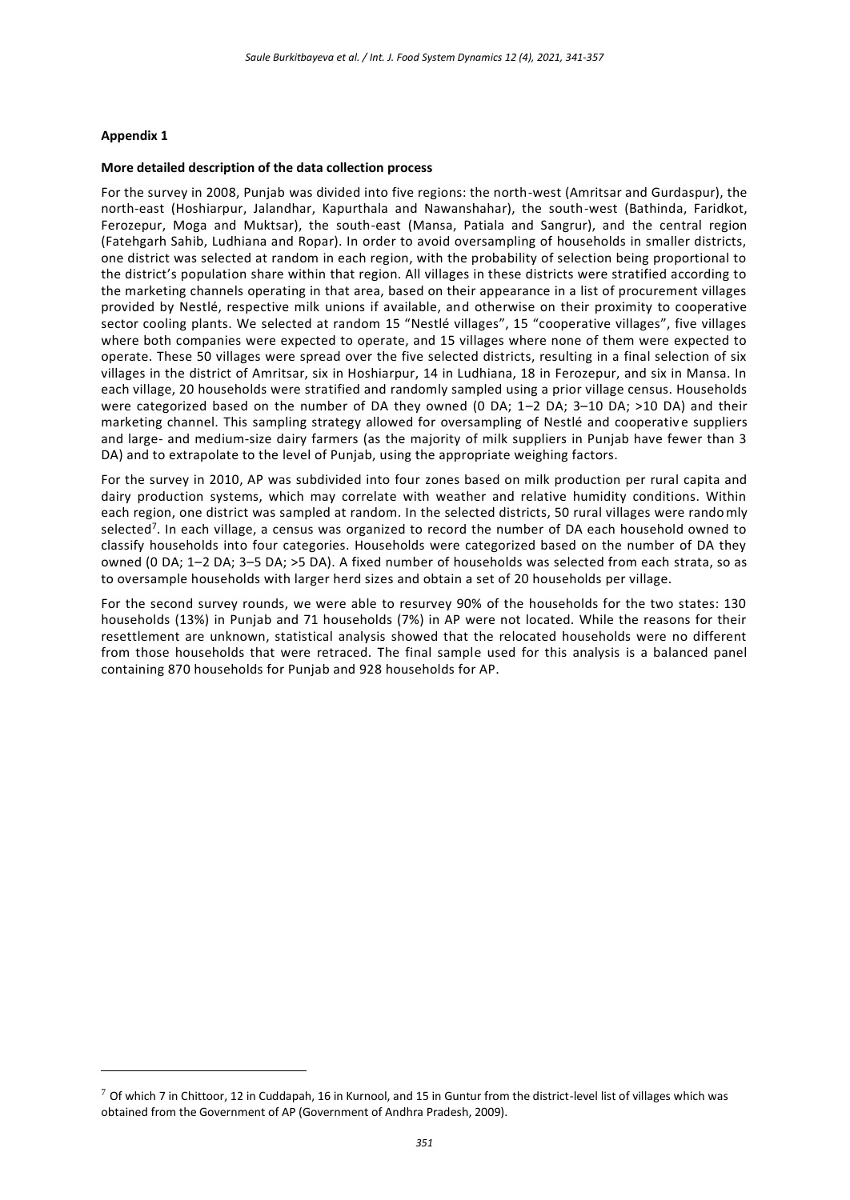**Appendix 1**

**More detailed description of the data collection process**

For the survey in 2008, Punjab was divided into five regions: the north-west (Amritsar and Gurdaspur), the north-east (Hoshiarpur, Jalandhar, Kapurthala and Nawanshahar), the south-west (Bathinda, Faridkot, Ferozepur, Moga and Muktsar), the south-east (Mansa, Patiala and Sangrur), and the central region (Fatehgarh Sahib, Ludhiana and Ropar). In order to avoid oversampling of households in smaller districts, one district was selected at random in each region, with the probability of selection being proportional to the district's population share within that region. All villages in these districts were stratified according to the marketing channels operating in that area, based on their appearance in a list of procurement villages provided by Nestlé, respective milk unions if available, and otherwise on their proximity to cooperative sector cooling plants. We selected at random 15 "Nestlé villages", 15 "cooperative villages", five villages where both companies were expected to operate, and 15 villages where none of them were expected to operate. These 50 villages were spread over the five selected districts, resulting in a final selection of six villages in the district of Amritsar, six in Hoshiarpur, 14 in Ludhiana, 18 in Ferozepur, and six in Mansa. In each village, 20 households were stratified and randomly sampled using a prior village census. Households were categorized based on the number of DA they owned (0 DA; 1–2 DA; 3–10 DA; >10 DA) and their marketing channel. This sampling strategy allowed for oversampling of Nestlé and cooperative suppliers and large- and medium-size dairy farmers (as the majority of milk suppliers in Punjab have fewer than 3 DA) and to extrapolate to the level of Punjab, using the appropriate weighing factors.

For the survey in 2010, AP was subdivided into four zones based on milk production per rural capita and dairy production systems, which may correlate with weather and relative humidity conditions. Within each region, one district was sampled at random. In the selected districts, 50 rural villages were randomly selected[7]. In each village, a census was organized to record the number of DA each household owned to classify households into four categories. Households were categorized based on the number of DA they owned (0 DA; 1–2 DA; 3–5 DA; >5 DA). A fixed number of households was selected from each strata, so as to oversample households with larger herd sizes and obtain a set of 20 households per village.

For the second survey rounds, we were able to resurvey 90% of the households for the two states: 130 households (13%) in Punjab and 71 households (7%) in AP were not located. While the reasons for their resettlement are unknown, statistical analysis showed that the relocated households were no different from those households that were retraced. The final sample used for this analysis is a balanced panel containing 870 households for Punjab and 928 households for AP.

[7] Of which 7 in Chittoor, 12 in Cuddapah, 16 in Kurnool, and 15 in Guntur from the district-level list of villages which was obtained from the Government of AP (Government of Andhra Pradesh, 2009).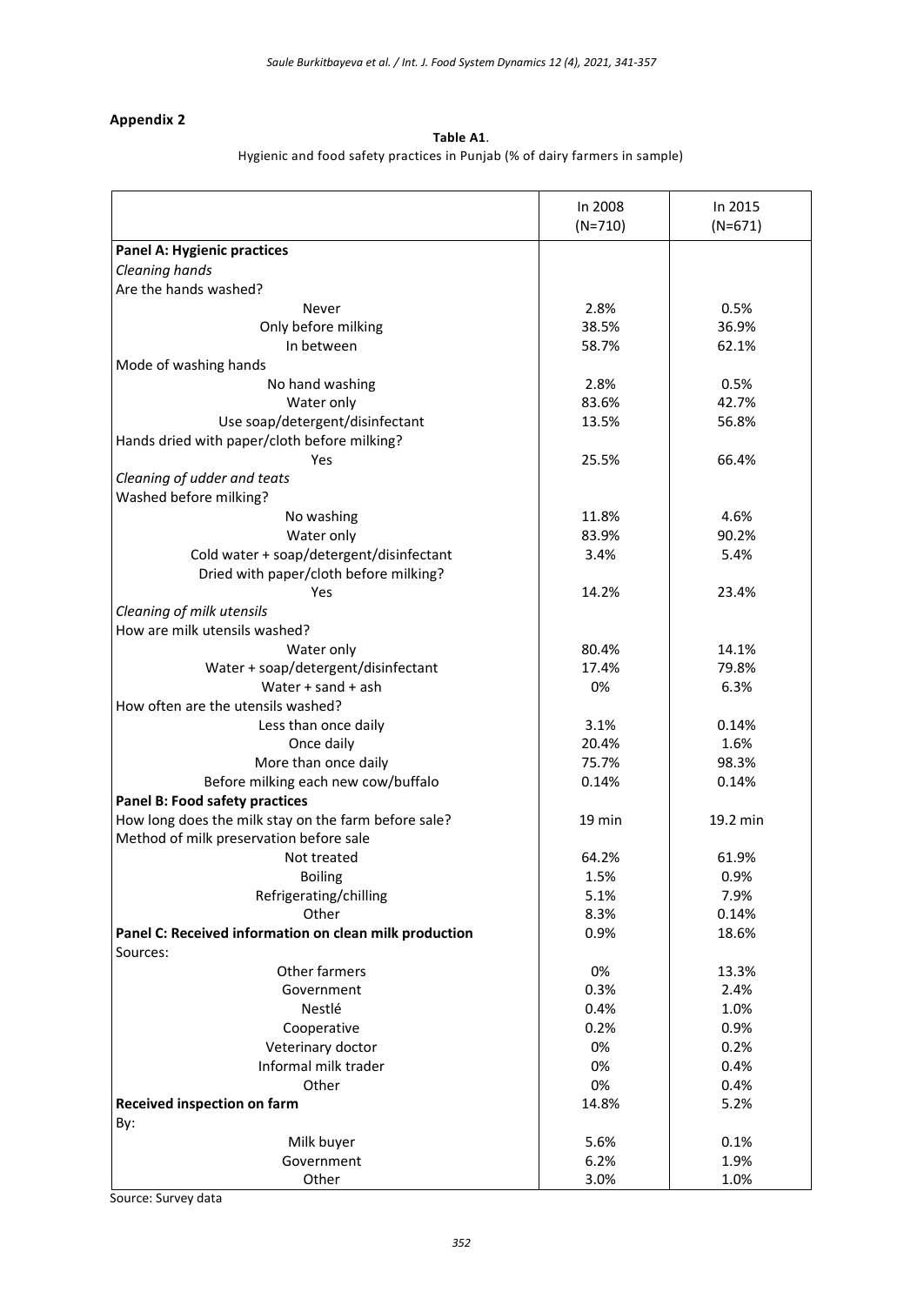## Appendix 2

**Table A1**.
Hygienic and food safety practices in Punjab (% of dairy farmers in sample)

| | In 2008 (N=710) | In 2015 (N=671) |
|---|---|---|
| **Panel A: Hygienic practices** | | |
| *Cleaning hands* | | |
| Are the hands washed? | | |
| Never | 2.8% | 0.5% |
| Only before milking | 38.5% | 36.9% |
| In between | 58.7% | 62.1% |
| Mode of washing hands | | |
| No hand washing | 2.8% | 0.5% |
| Water only | 83.6% | 42.7% |
| Use soap/detergent/disinfectant | 13.5% | 56.8% |
| Hands dried with paper/cloth before milking? | | |
| Yes | 25.5% | 66.4% |
| *Cleaning of udder and teats* | | |
| Washed before milking? | | |
| No washing | 11.8% | 4.6% |
| Water only | 83.9% | 90.2% |
| Cold water + soap/detergent/disinfectant | 3.4% | 5.4% |
| Dried with paper/cloth before milking? | | |
| Yes | 14.2% | 23.4% |
| *Cleaning of milk utensils* | | |
| How are milk utensils washed? | | |
| Water only | 80.4% | 14.1% |
| Water + soap/detergent/disinfectant | 17.4% | 79.8% |
| Water + sand + ash | 0% | 6.3% |
| How often are the utensils washed? | | |
| Less than once daily | 3.1% | 0.14% |
| Once daily | 20.4% | 1.6% |
| More than once daily | 75.7% | 98.3% |
| Before milking each new cow/buffalo | 0.14% | 0.14% |
| **Panel B: Food safety practices** | | |
| How long does the milk stay on the farm before sale? | 19 min | 19.2 min |
| Method of milk preservation before sale | | |
| Not treated | 64.2% | 61.9% |
| Boiling | 1.5% | 0.9% |
| Refrigerating/chilling | 5.1% | 7.9% |
| Other | 8.3% | 0.14% |
| **Panel C: Received information on clean milk production** | 0.9% | 18.6% |
| Sources: | | |
| Other farmers | 0% | 13.3% |
| Government | 0.3% | 2.4% |
| Nestlé | 0.4% | 1.0% |
| Cooperative | 0.2% | 0.9% |
| Veterinary doctor | 0% | 0.2% |
| Informal milk trader | 0% | 0.4% |
| Other | 0% | 0.4% |
| **Received inspection on farm** | 14.8% | 5.2% |
| By: | | |
| Milk buyer | 5.6% | 0.1% |
| Government | 6.2% | 1.9% |
| Other | 3.0% | 1.0% |

Source: Survey data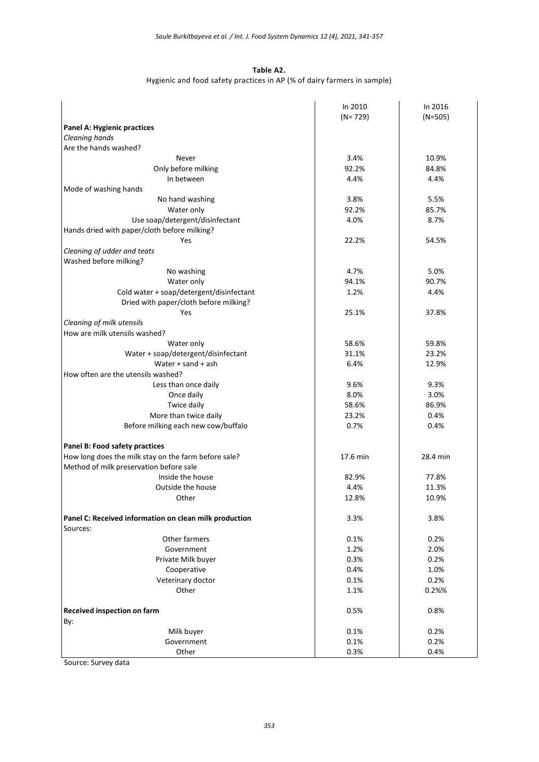**Table A2.**
Hygienic and food safety practices in AP (% of dairy farmers in sample)

| | In 2010 (N= 729) | In 2016 (N=505) |
|---|---|---|
| **Panel A: Hygienic practices** | | |
| *Cleaning hands* | | |
| Are the hands washed? | | |
| Never | 3.4% | 10.9% |
| Only before milking | 92.2% | 84.8% |
| In between | 4.4% | 4.4% |
| Mode of washing hands | | |
| No hand washing | 3.8% | 5.5% |
| Water only | 92.2% | 85.7% |
| Use soap/detergent/disinfectant | 4.0% | 8.7% |
| Hands dried with paper/cloth before milking? | | |
| Yes | 22.2% | 54.5% |
| *Cleaning of udder and teats* | | |
| Washed before milking? | | |
| No washing | 4.7% | 5.0% |
| Water only | 94.1% | 90.7% |
| Cold water + soap/detergent/disinfectant | 1.2% | 4.4% |
| Dried with paper/cloth before milking? | | |
| Yes | 25.1% | 37.8% |
| *Cleaning of milk utensils* | | |
| How are milk utensils washed? | | |
| Water only | 58.6% | 59.8% |
| Water + soap/detergent/disinfectant | 31.1% | 23.2% |
| Water + sand + ash | 6.4% | 12.9% |
| How often are the utensils washed? | | |
| Less than once daily | 9.6% | 9.3% |
| Once daily | 8.0% | 3.0% |
| Twice daily | 58.6% | 86.9% |
| More than twice daily | 23.2% | 0.4% |
| Before milking each new cow/buffalo | 0.7% | 0.4% |
| **Panel B: Food safety practices** | | |
| How long does the milk stay on the farm before sale? | 17.6 min | 28.4 min |
| Method of milk preservation before sale | | |
| Inside the house | 82.9% | 77.8% |
| Outside the house | 4.4% | 11.3% |
| Other | 12.8% | 10.9% |
| **Panel C: Received information on clean milk production** | 3.3% | 3.8% |
| Sources: | | |
| Other farmers | 0.1% | 0.2% |
| Government | 1.2% | 2.0% |
| Private Milk buyer | 0.3% | 0.2% |
| Cooperative | 0.4% | 1.0% |
| Veterinary doctor | 0.1% | 0.2% |
| Other | 1.1% | 0.2%% |
| **Received inspection on farm** | 0.5% | 0.8% |
| By: | | |
| Milk buyer | 0.1% | 0.2% |
| Government | 0.1% | 0.2% |
| Other | 0.3% | 0.4% |

Source: Survey data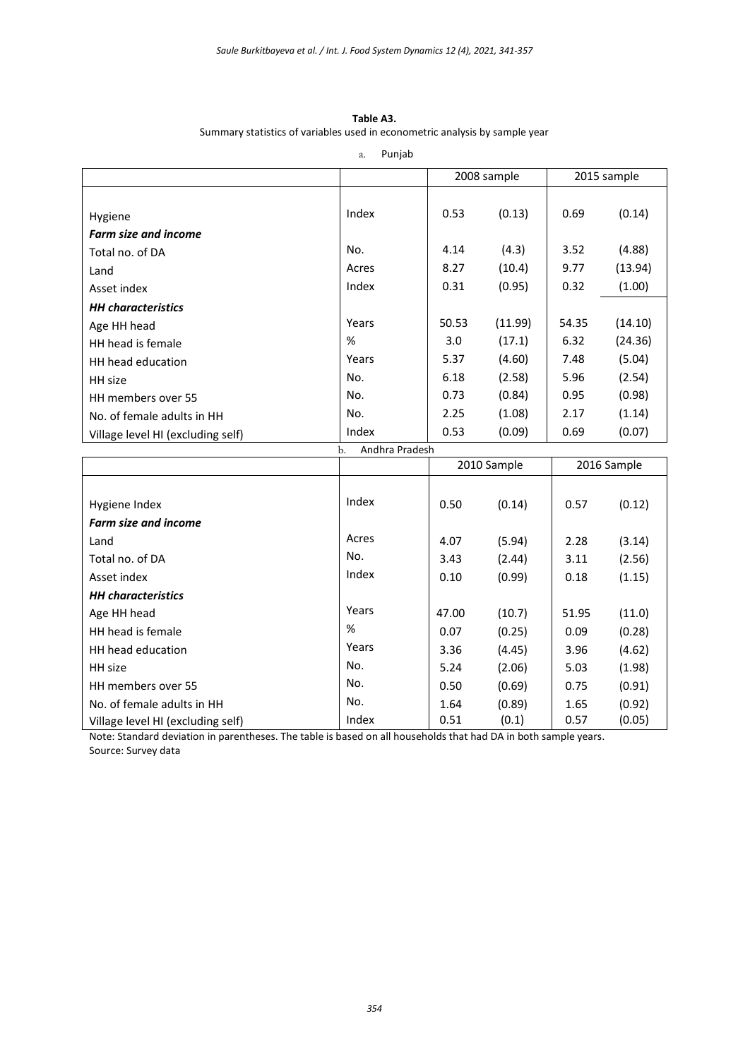**Table A3.**
Summary statistics of variables used in econometric analysis by sample year

a. Punjab

| | | 2008 sample | | 2015 sample | |
|---|---|---|---|---|---|
| Hygiene | Index | 0.53 | (0.13) | 0.69 | (0.14) |
| ***Farm size and income*** | | | | | |
| Total no. of DA | No. | 4.14 | (4.3) | 3.52 | (4.88) |
| Land | Acres | 8.27 | (10.4) | 9.77 | (13.94) |
| Asset index | Index | 0.31 | (0.95) | 0.32 | (1.00) |
| ***HH characteristics*** | | | | | |
| Age HH head | Years | 50.53 | (11.99) | 54.35 | (14.10) |
| HH head is female | % | 3.0 | (17.1) | 6.32 | (24.36) |
| HH head education | Years | 5.37 | (4.60) | 7.48 | (5.04) |
| HH size | No. | 6.18 | (2.58) | 5.96 | (2.54) |
| HH members over 55 | No. | 0.73 | (0.84) | 0.95 | (0.98) |
| No. of female adults in HH | No. | 2.25 | (1.08) | 2.17 | (1.14) |
| Village level HI (excluding self) | Index | 0.53 | (0.09) | 0.69 | (0.07) |

b. Andhra Pradesh

| | | 2010 Sample | | 2016 Sample | |
|---|---|---|---|---|---|
| Hygiene Index | Index | 0.50 | (0.14) | 0.57 | (0.12) |
| ***Farm size and income*** | | | | | |
| Land | Acres | 4.07 | (5.94) | 2.28 | (3.14) |
| Total no. of DA | No. | 3.43 | (2.44) | 3.11 | (2.56) |
| Asset index | Index | 0.10 | (0.99) | 0.18 | (1.15) |
| ***HH characteristics*** | | | | | |
| Age HH head | Years | 47.00 | (10.7) | 51.95 | (11.0) |
| HH head is female | % | 0.07 | (0.25) | 0.09 | (0.28) |
| HH head education | Years | 3.36 | (4.45) | 3.96 | (4.62) |
| HH size | No. | 5.24 | (2.06) | 5.03 | (1.98) |
| HH members over 55 | No. | 0.50 | (0.69) | 0.75 | (0.91) |
| No. of female adults in HH | No. | 1.64 | (0.89) | 1.65 | (0.92) |
| Village level HI (excluding self) | Index | 0.51 | (0.1) | 0.57 | (0.05) |

Note: Standard deviation in parentheses. The table is based on all households that had DA in both sample years.
Source: Survey data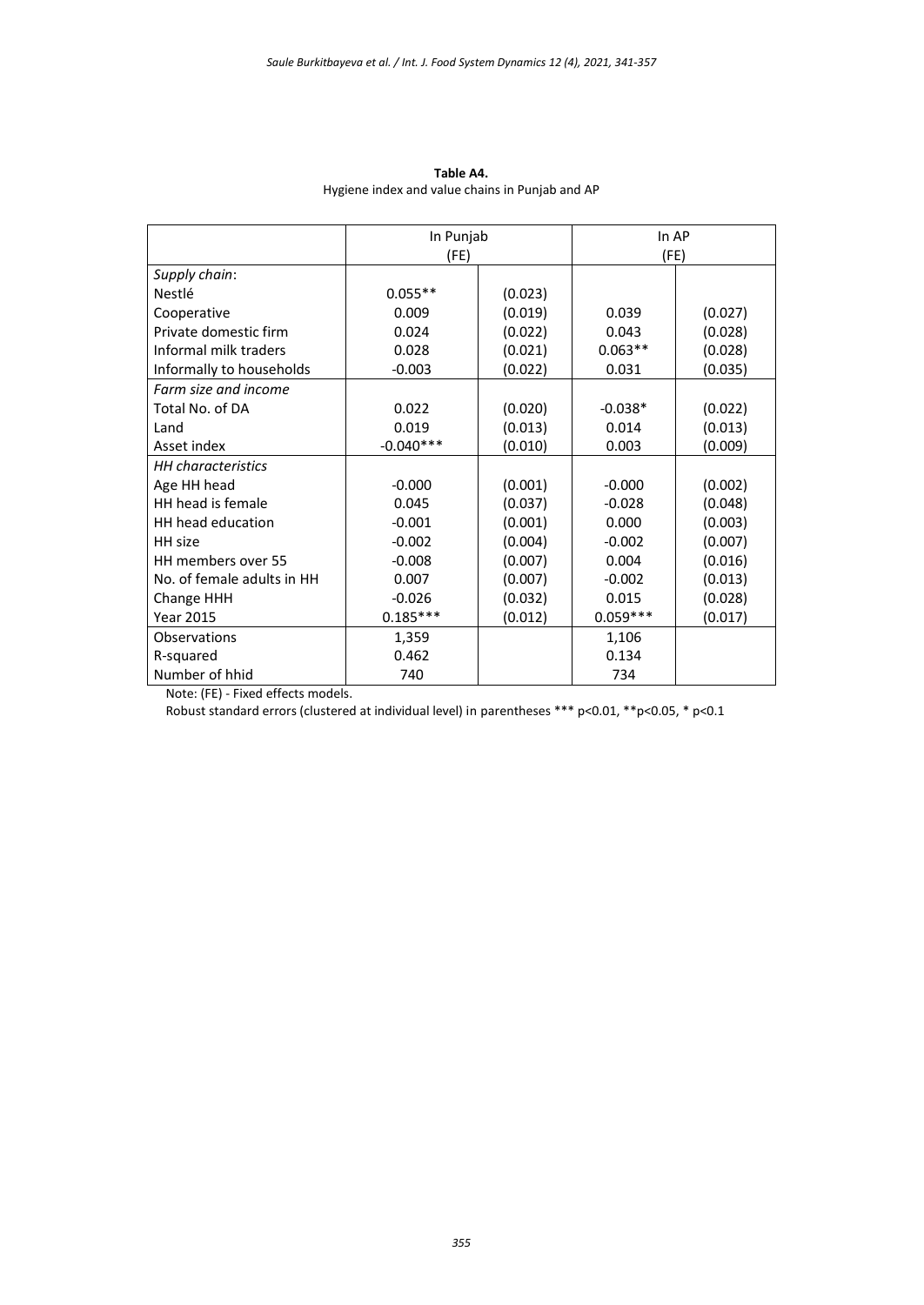**Table A4.**
Hygiene index and value chains in Punjab and AP

| | In Punjab (FE) | | In AP (FE) | |
|---|---|---|---|---|
| *Supply chain*: | | | | |
| Nestlé | 0.055** | (0.023) | | |
| Cooperative | 0.009 | (0.019) | 0.039 | (0.027) |
| Private domestic firm | 0.024 | (0.022) | 0.043 | (0.028) |
| Informal milk traders | 0.028 | (0.021) | 0.063** | (0.028) |
| Informally to households | -0.003 | (0.022) | 0.031 | (0.035) |
| *Farm size and income* | | | | |
| Total No. of DA | 0.022 | (0.020) | -0.038* | (0.022) |
| Land | 0.019 | (0.013) | 0.014 | (0.013) |
| Asset index | -0.040*** | (0.010) | 0.003 | (0.009) |
| *HH characteristics* | | | | |
| Age HH head | -0.000 | (0.001) | -0.000 | (0.002) |
| HH head is female | 0.045 | (0.037) | -0.028 | (0.048) |
| HH head education | -0.001 | (0.001) | 0.000 | (0.003) |
| HH size | -0.002 | (0.004) | -0.002 | (0.007) |
| HH members over 55 | -0.008 | (0.007) | 0.004 | (0.016) |
| No. of female adults in HH | 0.007 | (0.007) | -0.002 | (0.013) |
| Change HHH | -0.026 | (0.032) | 0.015 | (0.028) |
| Year 2015 | 0.185*** | (0.012) | 0.059*** | (0.017) |
| Observations | 1,359 | | 1,106 | |
| R-squared | 0.462 | | 0.134 | |
| Number of hhid | 740 | | 734 | |

Note: (FE) - Fixed effects models.

Robust standard errors (clustered at individual level) in parentheses *** p<0.01, **p<0.05, * p<0.1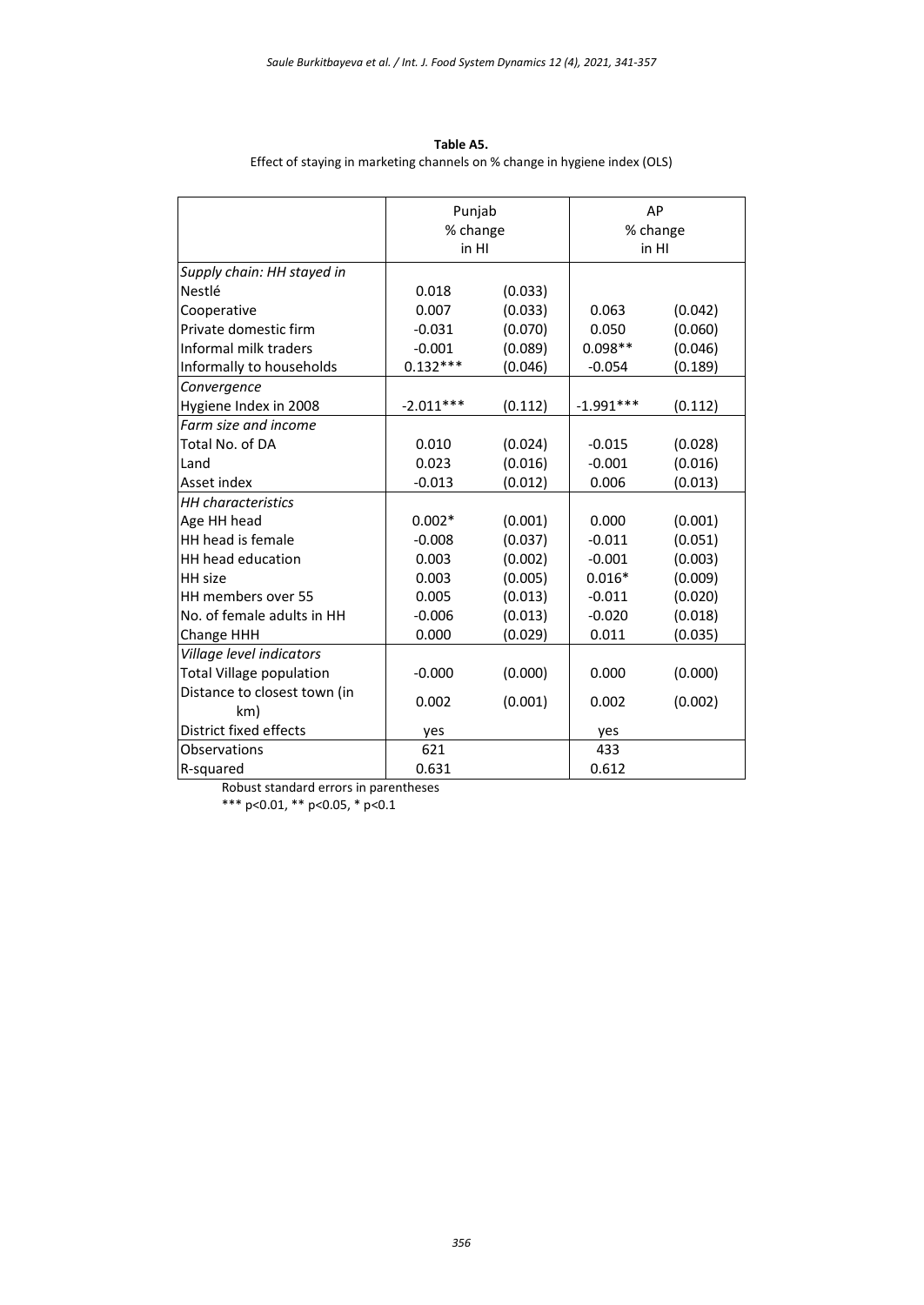**Table A5.**
Effect of staying in marketing channels on % change in hygiene index (OLS)

| | Punjab % change in HI | | AP % change in HI | |
|---|---|---|---|---|
| *Supply chain: HH stayed in* | | | | |
| Nestlé | 0.018 | (0.033) | | |
| Cooperative | 0.007 | (0.033) | 0.063 | (0.042) |
| Private domestic firm | -0.031 | (0.070) | 0.050 | (0.060) |
| Informal milk traders | -0.001 | (0.089) | 0.098** | (0.046) |
| Informally to households | 0.132*** | (0.046) | -0.054 | (0.189) |
| *Convergence* | | | | |
| Hygiene Index in 2008 | -2.011*** | (0.112) | -1.991*** | (0.112) |
| *Farm size and income* | | | | |
| Total No. of DA | 0.010 | (0.024) | -0.015 | (0.028) |
| Land | 0.023 | (0.016) | -0.001 | (0.016) |
| Asset index | -0.013 | (0.012) | 0.006 | (0.013) |
| *HH characteristics* | | | | |
| Age HH head | 0.002* | (0.001) | 0.000 | (0.001) |
| HH head is female | -0.008 | (0.037) | -0.011 | (0.051) |
| HH head education | 0.003 | (0.002) | -0.001 | (0.003) |
| HH size | 0.003 | (0.005) | 0.016* | (0.009) |
| HH members over 55 | 0.005 | (0.013) | -0.011 | (0.020) |
| No. of female adults in HH | -0.006 | (0.013) | -0.020 | (0.018) |
| Change HHH | 0.000 | (0.029) | 0.011 | (0.035) |
| *Village level indicators* | | | | |
| Total Village population | -0.000 | (0.000) | 0.000 | (0.000) |
| Distance to closest town (in km) | 0.002 | (0.001) | 0.002 | (0.002) |
| District fixed effects | yes | | yes | |
| Observations | 621 | | 433 | |
| R-squared | 0.631 | | 0.612 | |

Robust standard errors in parentheses

*** p<0.01, ** p<0.05, * p<0.1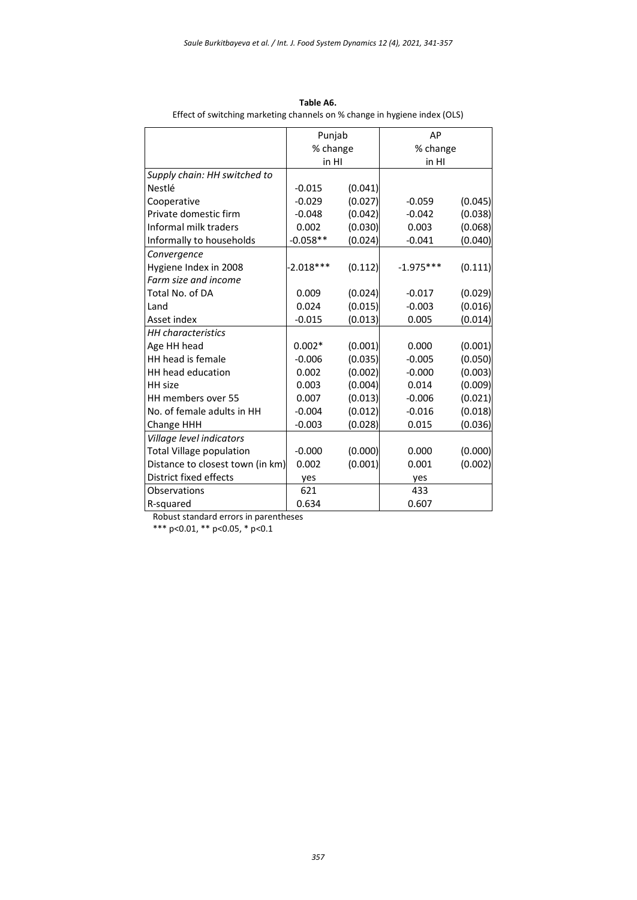**Table A6.**
Effect of switching marketing channels on % change in hygiene index (OLS)

| | Punjab % change in HI | | AP % change in HI | |
|---|---|---|---|---|
| *Supply chain: HH switched to* | | | | |
| Nestlé | -0.015 | (0.041) | | |
| Cooperative | -0.029 | (0.027) | -0.059 | (0.045) |
| Private domestic firm | -0.048 | (0.042) | -0.042 | (0.038) |
| Informal milk traders | 0.002 | (0.030) | 0.003 | (0.068) |
| Informally to households | -0.058** | (0.024) | -0.041 | (0.040) |
| *Convergence* | | | | |
| Hygiene Index in 2008 | -2.018*** | (0.112) | -1.975*** | (0.111) |
| *Farm size and income* | | | | |
| Total No. of DA | 0.009 | (0.024) | -0.017 | (0.029) |
| Land | 0.024 | (0.015) | -0.003 | (0.016) |
| Asset index | -0.015 | (0.013) | 0.005 | (0.014) |
| *HH characteristics* | | | | |
| Age HH head | 0.002* | (0.001) | 0.000 | (0.001) |
| HH head is female | -0.006 | (0.035) | -0.005 | (0.050) |
| HH head education | 0.002 | (0.002) | -0.000 | (0.003) |
| HH size | 0.003 | (0.004) | 0.014 | (0.009) |
| HH members over 55 | 0.007 | (0.013) | -0.006 | (0.021) |
| No. of female adults in HH | -0.004 | (0.012) | -0.016 | (0.018) |
| Change HHH | -0.003 | (0.028) | 0.015 | (0.036) |
| *Village level indicators* | | | | |
| Total Village population | -0.000 | (0.000) | 0.000 | (0.000) |
| Distance to closest town (in km) | 0.002 | (0.001) | 0.001 | (0.002) |
| District fixed effects | yes | | yes | |
| Observations | 621 | | 433 | |
| R-squared | 0.634 | | 0.607 | |

Robust standard errors in parentheses

*** p<0.01, ** p<0.05, * p<0.1